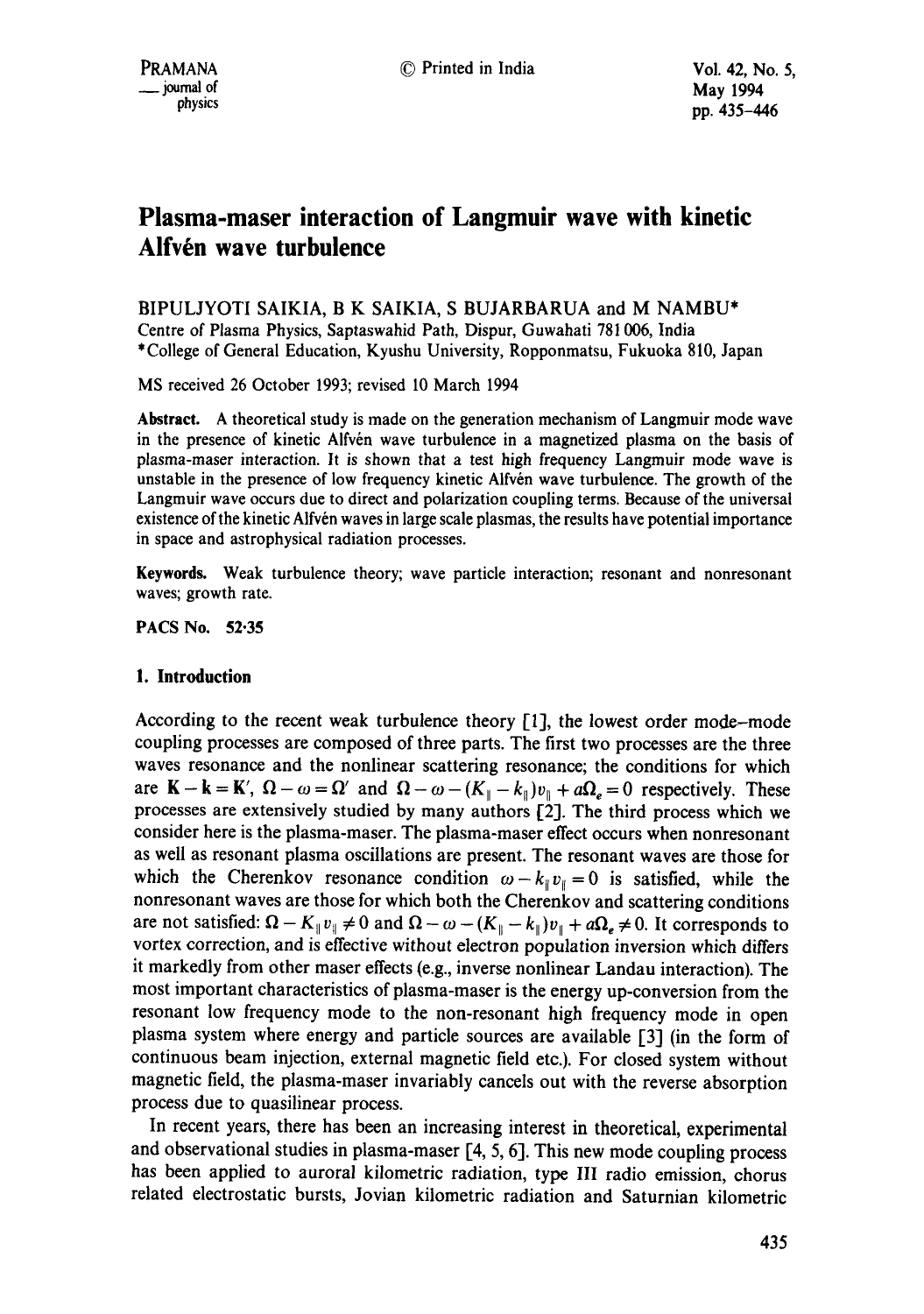# Plasma-maser interaction of Langmuir wave with kinetic Alfvén wave turbulence

BIPULJYOTI SAIKIA, B K SAIKIA, S BUJARBARUA and M NAMBU*

Centre of Plasma Physics, Saptaswahid Path, Dispur, Guwahati 781 006, India

*College of General Education, Kyushu University, Ropponmatsu, Fukuoka 810, Japan

MS received 26 October 1993; revised 10 March 1994

**Abstract.** A theoretical study is made on the generation mechanism of Langmuir mode wave in the presence of kinetic Alfvén wave turbulence in a magnetized plasma on the basis of plasma-maser interaction. It is shown that a test high frequency Langmuir mode wave is unstable in the presence of low frequency kinetic Alfvén wave turbulence. The growth of the Langmuir wave occurs due to direct and polarization coupling terms. Because of the universal existence of the kinetic Alfvén waves in large scale plasmas, the results have potential importance in space and astrophysical radiation processes.

**Keywords.** Weak turbulence theory; wave particle interaction; resonant and nonresonant waves; growth rate.

**PACS No.** 52·35

## 1. Introduction

According to the recent weak turbulence theory [1], the lowest order mode–mode coupling processes are composed of three parts. The first two processes are the three waves resonance and the nonlinear scattering resonance; the conditions for which are $\mathbf{K} - \mathbf{k} = \mathbf{K}'$, $\Omega - \omega = \Omega'$ and $\Omega - \omega - (K_\parallel - k_\parallel)v_\parallel + a\Omega_e = 0$ respectively. These processes are extensively studied by many authors [2]. The third process which we consider here is the plasma-maser. The plasma-maser effect occurs when nonresonant as well as resonant plasma oscillations are present. The resonant waves are those for which the Cherenkov resonance condition $\omega - k_\parallel v_\parallel = 0$ is satisfied, while the nonresonant waves are those for which both the Cherenkov and scattering conditions are not satisfied: $\Omega - K_\parallel v_\parallel \neq 0$ and $\Omega - \omega - (K_\parallel - k_\parallel)v_\parallel + a\Omega_e \neq 0$. It corresponds to vortex correction, and is effective without electron population inversion which differs it markedly from other maser effects (e.g., inverse nonlinear Landau interaction). The most important characteristics of plasma-maser is the energy up-conversion from the resonant low frequency mode to the non-resonant high frequency mode in open plasma system where energy and particle sources are available [3] (in the form of continuous beam injection, external magnetic field etc.). For closed system without magnetic field, the plasma-maser invariably cancels out with the reverse absorption process due to quasilinear process.

In recent years, there has been an increasing interest in theoretical, experimental and observational studies in plasma-maser [4, 5, 6]. This new mode coupling process has been applied to auroral kilometric radiation, type III radio emission, chorus related electrostatic bursts, Jovian kilometric radiation and Saturnian kilometric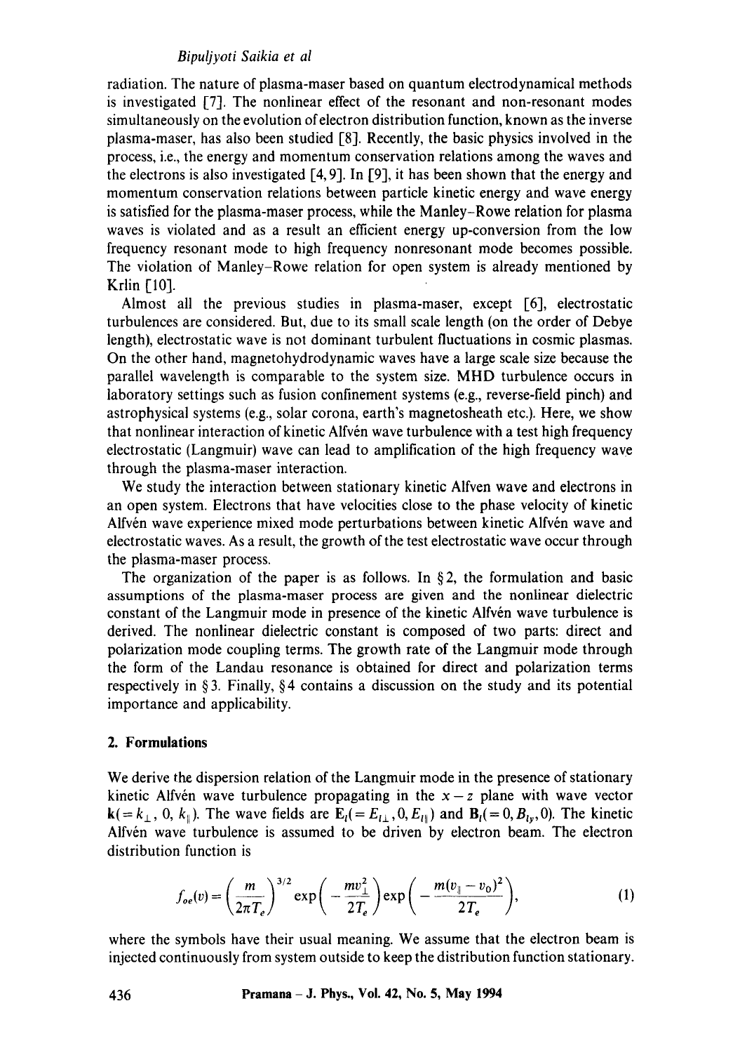radiation. The nature of plasma-maser based on quantum electrodynamical methods is investigated [7]. The nonlinear effect of the resonant and non-resonant modes simultaneously on the evolution of electron distribution function, known as the inverse plasma-maser, has also been studied [8]. Recently, the basic physics involved in the process, i.e., the energy and momentum conservation relations among the waves and the electrons is also investigated [4, 9]. In [9], it has been shown that the energy and momentum conservation relations between particle kinetic energy and wave energy is satisfied for the plasma-maser process, while the Manley–Rowe relation for plasma waves is violated and as a result an efficient energy up-conversion from the low frequency resonant mode to high frequency nonresonant mode becomes possible. The violation of Manley–Rowe relation for open system is already mentioned by Krlin [10].

Almost all the previous studies in plasma-maser, except [6], electrostatic turbulences are considered. But, due to its small scale length (on the order of Debye length), electrostatic wave is not dominant turbulent fluctuations in cosmic plasmas. On the other hand, magnetohydrodynamic waves have a large scale size because the parallel wavelength is comparable to the system size. MHD turbulence occurs in laboratory settings such as fusion confinement systems (e.g., reverse-field pinch) and astrophysical systems (e.g., solar corona, earth's magnetosheath etc.). Here, we show that nonlinear interaction of kinetic Alfvén wave turbulence with a test high frequency electrostatic (Langmuir) wave can lead to amplification of the high frequency wave through the plasma-maser interaction.

We study the interaction between stationary kinetic Alfven wave and electrons in an open system. Electrons that have velocities close to the phase velocity of kinetic Alfvén wave experience mixed mode perturbations between kinetic Alfvén wave and electrostatic waves. As a result, the growth of the test electrostatic wave occur through the plasma-maser process.

The organization of the paper is as follows. In § 2, the formulation and basic assumptions of the plasma-maser process are given and the nonlinear dielectric constant of the Langmuir mode in presence of the kinetic Alfvén wave turbulence is derived. The nonlinear dielectric constant is composed of two parts: direct and polarization mode coupling terms. The growth rate of the Langmuir mode through the form of the Landau resonance is obtained for direct and polarization terms respectively in § 3. Finally, § 4 contains a discussion on the study and its potential importance and applicability.

## 2. Formulations

We derive the dispersion relation of the Langmuir mode in the presence of stationary kinetic Alfvén wave turbulence propagating in the $x-z$ plane with wave vector $\mathbf{k}(=k_\perp, 0, k_\parallel)$. The wave fields are $\mathbf{E}_l(=E_{l\perp}, 0, E_{l\parallel})$ and $\mathbf{B}_l(=0, B_{ly}, 0)$. The kinetic Alfvén wave turbulence is assumed to be driven by electron beam. The electron distribution function is

$$f_{oe}(v) = \left(\frac{m}{2\pi T_e}\right)^{3/2} \exp\left(-\frac{mv_\perp^2}{2T_e}\right) \exp\left(-\frac{m(v_\parallel - v_0)^2}{2T_e}\right), \tag{1}$$

where the symbols have their usual meaning. We assume that the electron beam is injected continuously from system outside to keep the distribution function stationary.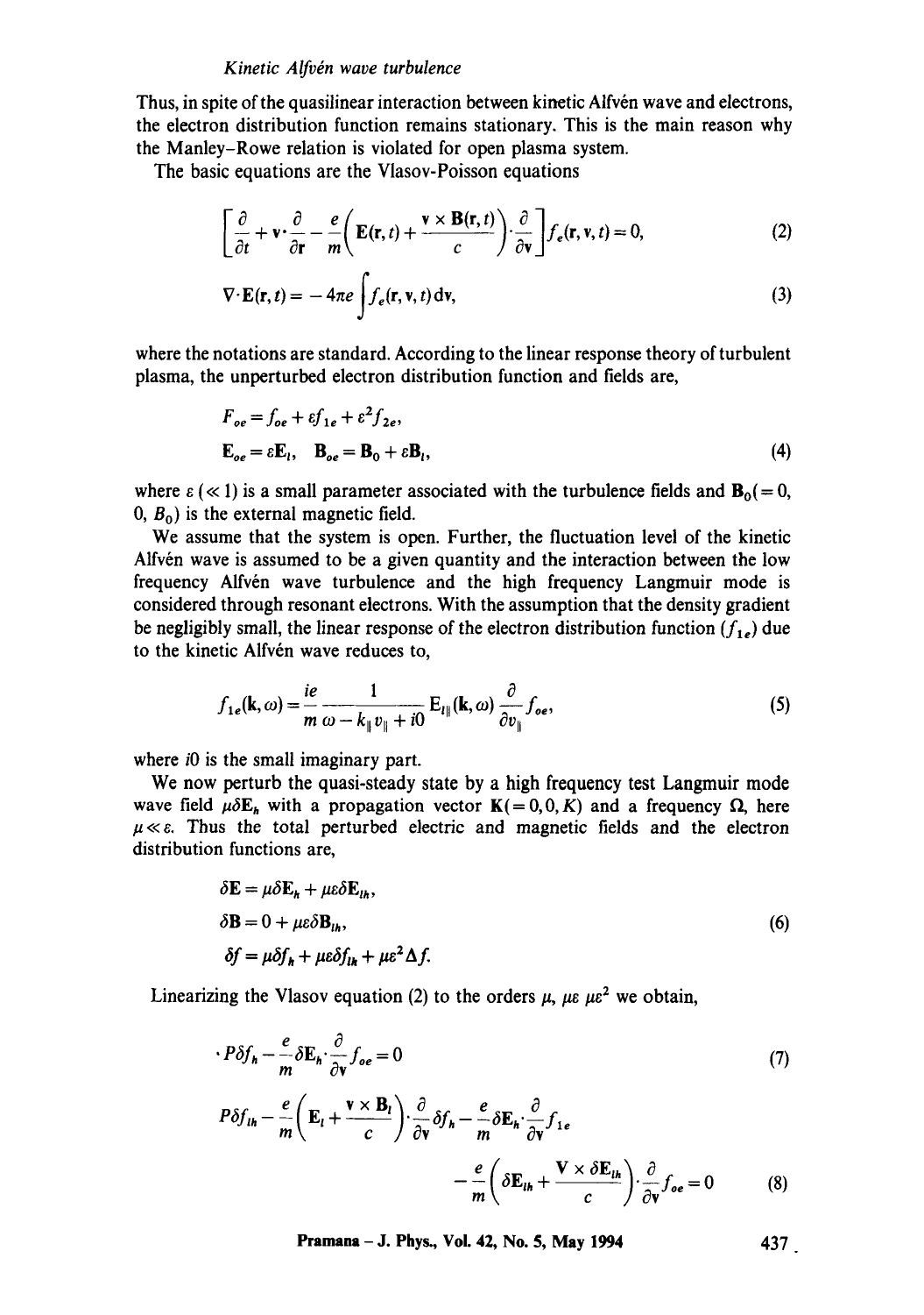Thus, in spite of the quasilinear interaction between kinetic Alfvén wave and electrons, the electron distribution function remains stationary. This is the main reason why the Manley–Rowe relation is violated for open plasma system.

The basic equations are the Vlasov-Poisson equations

$$\left[\frac{\partial}{\partial t}+\mathbf{v}\cdot\frac{\partial}{\partial \mathbf{r}}-\frac{e}{m}\left(\mathbf{E}(\mathbf{r},t)+\frac{\mathbf{v}\times\mathbf{B}(\mathbf{r},t)}{c}\right)\cdot\frac{\partial}{\partial \mathbf{v}}\right]f_e(\mathbf{r},\mathbf{v},t)=0, \tag{2}$$

$$\nabla\cdot\mathbf{E}(\mathbf{r},t)=-4\pi e\int f_e(\mathbf{r},\mathbf{v},t)\,\mathrm{d}\mathbf{v}, \tag{3}$$

where the notations are standard. According to the linear response theory of turbulent plasma, the unperturbed electron distribution function and fields are,

$$F_{oe}=f_{oe}+\varepsilon f_{1e}+\varepsilon^2 f_{2e},$$
$$\mathbf{E}_{oe}=\varepsilon\mathbf{E}_l,\quad \mathbf{B}_{oe}=\mathbf{B}_0+\varepsilon\mathbf{B}_l, \tag{4}$$

where $\varepsilon$ ($\ll 1$) is a small parameter associated with the turbulence fields and $\mathbf{B}_0(=0, 0, B_0)$ is the external magnetic field.

We assume that the system is open. Further, the fluctuation level of the kinetic Alfvén wave is assumed to be a given quantity and the interaction between the low frequency Alfvén wave turbulence and the high frequency Langmuir mode is considered through resonant electrons. With the assumption that the density gradient be negligibly small, the linear response of the electron distribution function ($f_{1e}$) due to the kinetic Alfvén wave reduces to,

$$f_{1e}(\mathbf{k},\omega)=\frac{ie}{m}\frac{1}{\omega-k_\parallel v_\parallel+i0}\,\mathrm{E}_{l\parallel}(\mathbf{k},\omega)\,\frac{\partial}{\partial v_\parallel}f_{oe}, \tag{5}$$

where $i0$ is the small imaginary part.

We now perturb the quasi-steady state by a high frequency test Langmuir mode wave field $\mu\delta\mathbf{E}_h$ with a propagation vector $\mathbf{K}(=0,0,K)$ and a frequency $\Omega$, here $\mu\ll\varepsilon$. Thus the total perturbed electric and magnetic fields and the electron distribution functions are,

$$\delta\mathbf{E}=\mu\delta\mathbf{E}_h+\mu\varepsilon\delta\mathbf{E}_{lh},$$
$$\delta\mathbf{B}=0+\mu\varepsilon\delta\mathbf{B}_{lh}, \tag{6}$$
$$\delta f=\mu\delta f_h+\mu\varepsilon\delta f_{lh}+\mu\varepsilon^2\Delta f.$$

Linearizing the Vlasov equation (2) to the orders $\mu$, $\mu\varepsilon$ $\mu\varepsilon^2$ we obtain,

$$P\delta f_h-\frac{e}{m}\delta\mathbf{E}_h\cdot\frac{\partial}{\partial\mathbf{v}}f_{oe}=0 \tag{7}$$

$$P\delta f_{lh}-\frac{e}{m}\left(\mathbf{E}_l+\frac{\mathbf{v}\times\mathbf{B}_l}{c}\right)\cdot\frac{\partial}{\partial\mathbf{v}}\delta f_h-\frac{e}{m}\delta\mathbf{E}_h\cdot\frac{\partial}{\partial\mathbf{v}}f_{1e}$$
$$-\frac{e}{m}\left(\delta\mathbf{E}_{lh}+\frac{\mathbf{V}\times\delta\mathbf{E}_{lh}}{c}\right)\cdot\frac{\partial}{\partial\mathbf{v}}f_{oe}=0 \tag{8}$$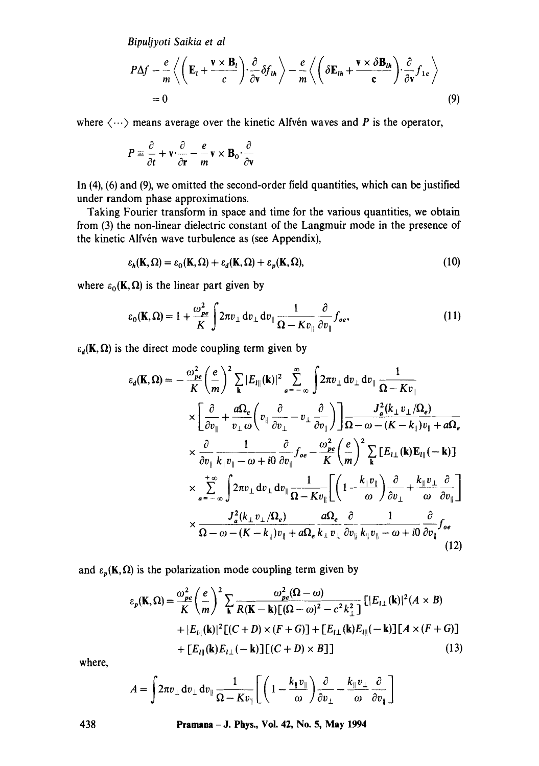$$
P\Delta f - \frac{e}{m}\left\langle \left(\mathbf{E}_l + \frac{\mathbf{v}\times\mathbf{B}_l}{c}\right)\cdot\frac{\partial}{\partial \mathbf{v}}\delta f_{lh}\right\rangle - \frac{e}{m}\left\langle \left(\delta\mathbf{E}_{lh} + \frac{\mathbf{v}\times\delta\mathbf{B}_{lh}}{\mathbf{c}}\right)\cdot\frac{\partial}{\partial \mathbf{v}} f_{1e}\right\rangle
$$
$$
= 0 \tag{9}
$$

where $\langle\cdots\rangle$ means average over the kinetic Alfvén waves and $P$ is the operator,

$$
P \equiv \frac{\partial}{\partial t} + \mathbf{v}\cdot\frac{\partial}{\partial \mathbf{r}} - \frac{e}{m}\mathbf{v}\times\mathbf{B}_0\cdot\frac{\partial}{\partial \mathbf{v}}
$$

In (4), (6) and (9), we omitted the second-order field quantities, which can be justified under random phase approximations.

Taking Fourier transform in space and time for the various quantities, we obtain from (3) the non-linear dielectric constant of the Langmuir mode in the presence of the kinetic Alfvén wave turbulence as (see Appendix),

$$
\varepsilon_h(\mathbf{K},\Omega) = \varepsilon_0(\mathbf{K},\Omega) + \varepsilon_d(\mathbf{K},\Omega) + \varepsilon_p(\mathbf{K},\Omega), \tag{10}
$$

where $\varepsilon_0(\mathbf{K},\Omega)$ is the linear part given by

$$
\varepsilon_0(\mathbf{K},\Omega) = 1 + \frac{\omega_{pe}^2}{K}\int 2\pi v_\perp \mathrm{d}v_\perp \mathrm{d}v_\parallel \frac{1}{\Omega - K v_\parallel}\frac{\partial}{\partial v_\parallel} f_{oe}, \tag{11}
$$

$\varepsilon_d(\mathbf{K},\Omega)$ is the direct mode coupling term given by

$$
\begin{aligned}
\varepsilon_d(\mathbf{K},\Omega) = &- \frac{\omega_{pe}^2}{K}\left(\frac{e}{m}\right)^2 \sum_{\mathbf{k}} |E_{l\parallel}(\mathbf{k})|^2 \sum_{a=-\infty}^{\infty} \int 2\pi v_\perp \mathrm{d}v_\perp \mathrm{d}v_\parallel \frac{1}{\Omega - K v_\parallel} \\
&\times \left[\frac{\partial}{\partial v_\parallel} + \frac{a\Omega_e}{v_\perp \omega}\left(v_\parallel \frac{\partial}{\partial v_\perp} - v_\perp \frac{\partial}{\partial v_\parallel}\right)\right] \frac{J_a^2(k_\perp v_\perp/\Omega_e)}{\Omega - \omega - (K - k_\parallel)v_\parallel + a\Omega_e} \\
&\times \frac{\partial}{\partial v_\parallel}\frac{1}{k_\parallel v_\parallel - \omega + i0}\frac{\partial}{\partial v_\parallel} f_{oe} - \frac{\omega_{pe}^2}{K}\left(\frac{e}{m}\right)^2 \sum_{\mathbf{k}} [E_{l\perp}(\mathbf{k})E_{l\parallel}(-\mathbf{k})] \\
&\times \sum_{a=-\infty}^{+\infty} \int 2\pi v_\perp \mathrm{d}v_\perp \mathrm{d}v_\parallel \frac{1}{\Omega - K v_\parallel}\left[\left(1 - \frac{k_\parallel v_\parallel}{\omega}\right)\frac{\partial}{\partial v_\perp} + \frac{k_\parallel v_\perp}{\omega}\frac{\partial}{\partial v_\parallel}\right] \\
&\times \frac{J_a^2(k_\perp v_\perp/\Omega_e)}{\Omega - \omega - (K - k_\parallel)v_\parallel + a\Omega_e} \frac{a\Omega_e}{k_\perp v_\perp}\frac{\partial}{\partial v_\parallel}\frac{1}{k_\parallel v_\parallel - \omega + i0}\frac{\partial}{\partial v_\parallel} f_{oe}
\end{aligned} \tag{12}
$$

and $\varepsilon_p(\mathbf{K},\Omega)$ is the polarization mode coupling term given by

$$
\begin{aligned}
\varepsilon_p(\mathbf{K},\Omega) = &\frac{\omega_{pe}^2}{K}\left(\frac{e}{m}\right)^2 \sum_{\mathbf{k}} \frac{\omega_{pe}^2(\Omega - \omega)}{R(\mathbf{K}-\mathbf{k})[(\Omega - \omega)^2 - c^2 k_\perp^2]} [|E_{l\perp}(\mathbf{k})|^2 (A \times B) \\
&+ |E_{l\parallel}(\mathbf{k})|^2 [(C + D)\times(F + G)] + [E_{l\perp}(\mathbf{k})E_{l\parallel}(-\mathbf{k})][A \times (F + G)] \\
&+ [E_{l\parallel}(\mathbf{k})E_{l\perp}(-\mathbf{k})][(C + D)\times B]]
\end{aligned} \tag{13}
$$

where,

$$
A = \int 2\pi v_\perp \mathrm{d}v_\perp \mathrm{d}v_\parallel \frac{1}{\Omega - K v_\parallel}\left[\left(1 - \frac{k_\parallel v_\parallel}{\omega}\right)\frac{\partial}{\partial v_\perp} - \frac{k_\parallel v_\perp}{\omega}\frac{\partial}{\partial v_\parallel}\right]
$$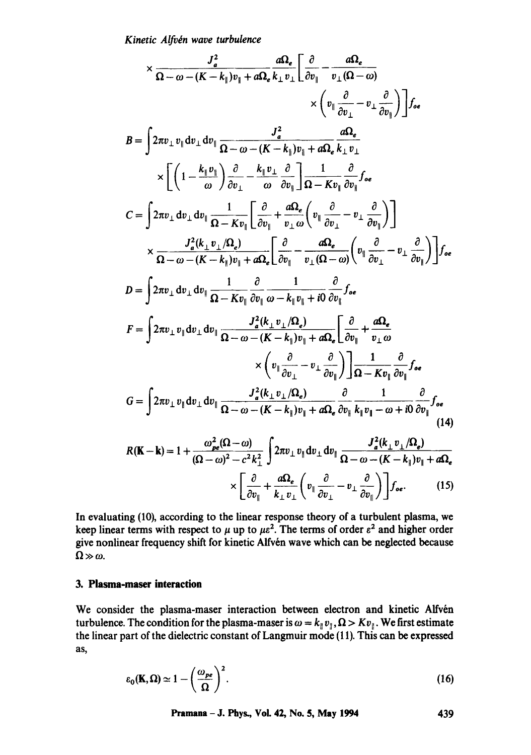$$\times \frac{J_a^2}{\Omega - \omega - (K - k_\parallel)v_\parallel + a\Omega_e k_\perp v_\perp} \frac{a\Omega_e}{} \left[ \frac{\partial}{\partial v_\parallel} - \frac{a\Omega_e}{v_\perp (\Omega - \omega)} \times \left( v_\parallel \frac{\partial}{\partial v_\perp} - v_\perp \frac{\partial}{\partial v_\parallel} \right) \right] f_{oe}$$

$$B = \int 2\pi v_\perp v_\parallel \mathrm{d}v_\perp \mathrm{d}v_\parallel \frac{J_a^2}{\Omega - \omega - (K - k_\parallel)v_\parallel + a\Omega_e k_\perp v_\perp} \frac{a\Omega_e}{} \times \left[ \left( 1 - \frac{k_\parallel v_\parallel}{\omega} \right) \frac{\partial}{\partial v_\perp} - \frac{k_\parallel v_\perp}{\omega} \frac{\partial}{\partial v_\parallel} \right] \frac{1}{\Omega - K v_\parallel} \frac{\partial}{\partial v_\parallel} f_{oe}$$

$$C = \int 2\pi v_\perp \mathrm{d}v_\perp \mathrm{d}v_\parallel \frac{1}{\Omega - K v_\parallel} \left[ \frac{\partial}{\partial v_\parallel} + \frac{a\Omega_e}{v_\perp \omega} \left( v_\parallel \frac{\partial}{\partial v_\perp} - v_\perp \frac{\partial}{\partial v_\parallel} \right) \right] \times \frac{J_a^2 (k_\perp v_\perp / \Omega_e)}{\Omega - \omega - (K - k_\parallel)v_\parallel + a\Omega_e} \left[ \frac{\partial}{\partial v_\parallel} - \frac{a\Omega_e}{v_\perp (\Omega - \omega)} \left( v_\parallel \frac{\partial}{\partial v_\perp} - v_\perp \frac{\partial}{\partial v_\parallel} \right) \right] f_{oe}$$

$$D = \int 2\pi v_\perp \mathrm{d}v_\perp \mathrm{d}v_\parallel \frac{1}{\Omega - K v_\parallel} \frac{\partial}{\partial v_\parallel} \frac{1}{\omega - k_\parallel v_\parallel + i0} \frac{\partial}{\partial v_\parallel} f_{oe}$$

$$F = \int 2\pi v_\perp v_\parallel \mathrm{d}v_\perp \mathrm{d}v_\parallel \frac{J_a^2 (k_\perp v_\perp / \Omega_e)}{\Omega - \omega - (K - k_\parallel)v_\parallel + a\Omega_e} \left[ \frac{\partial}{\partial v_\parallel} + \frac{a\Omega_e}{v_\perp \omega} \times \left( v_\parallel \frac{\partial}{\partial v_\perp} - v_\perp \frac{\partial}{\partial v_\parallel} \right) \right] \frac{1}{\Omega - K v_\parallel} \frac{\partial}{\partial v_\parallel} f_{oe}$$

$$G = \int 2\pi v_\perp v_\parallel \mathrm{d}v_\perp \mathrm{d}v_\parallel \frac{J_a^2 (k_\perp v_\perp / \Omega_e)}{\Omega - \omega - (K - k_\parallel)v_\parallel + a\Omega_e} \frac{\partial}{\partial v_\parallel} \frac{1}{k_\parallel v_\parallel - \omega + i0} \frac{\partial}{\partial v_\parallel} f_{oe} \tag{14}$$

$$R(\mathbf{K} - \mathbf{k}) = 1 + \frac{\omega_{pe}^2 (\Omega - \omega)}{(\Omega - \omega)^2 - c^2 k_\perp^2} \int 2\pi v_\perp v_\parallel \mathrm{d}v_\perp \mathrm{d}v_\parallel \frac{J_a^2 (k_\perp v_\perp / \Omega_e)}{\Omega - \omega - (K - k_\parallel)v_\parallel + a\Omega_e} \times \left[ \frac{\partial}{\partial v_\parallel} + \frac{a\Omega_e}{k_\perp v_\perp} \left( v_\parallel \frac{\partial}{\partial v_\perp} - v_\perp \frac{\partial}{\partial v_\parallel} \right) \right] f_{oe}. \tag{15}$$

In evaluating (10), according to the linear response theory of a turbulent plasma, we keep linear terms with respect to $\mu$ up to $\mu \varepsilon^2$. The terms of order $\varepsilon^2$ and higher order give nonlinear frequency shift for kinetic Alfvén wave which can be neglected because $\Omega \gg \omega$.

## 3. Plasma-maser interaction

We consider the plasma-maser interaction between electron and kinetic Alfvén turbulence. The condition for the plasma-maser is $\omega = k_\parallel v_\parallel, \Omega > K v_\parallel$. We first estimate the linear part of the dielectric constant of Langmuir mode (11). This can be expressed as,

$$\varepsilon_0(\mathbf{K}, \Omega) \simeq 1 - \left( \frac{\omega_{pe}}{\Omega} \right)^2. \tag{16}$$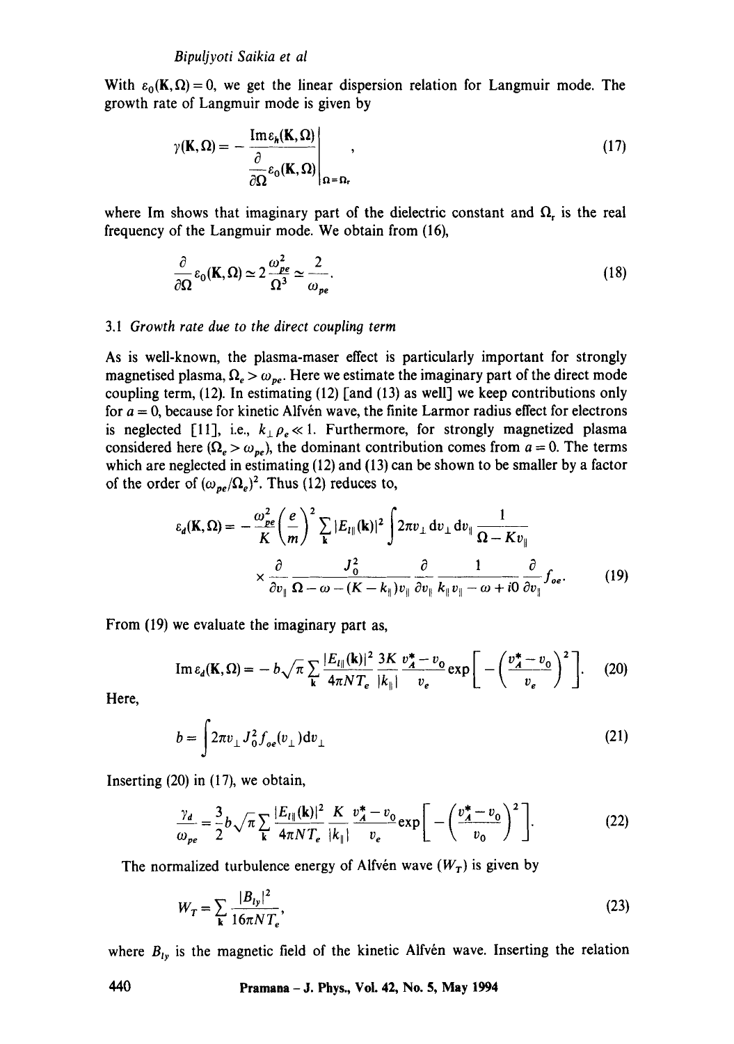With $\varepsilon_0(\mathbf{K}, \Omega) = 0$, we get the linear dispersion relation for Langmuir mode. The growth rate of Langmuir mode is given by

$$\gamma(\mathbf{K}, \Omega) = - \left. \frac{\operatorname{Im} \varepsilon_h(\mathbf{K}, \Omega)}{\dfrac{\partial}{\partial \Omega} \varepsilon_0(\mathbf{K}, \Omega)} \right|_{\Omega = \Omega_r}, \tag{17}$$

where Im shows that imaginary part of the dielectric constant and $\Omega_r$ is the real frequency of the Langmuir mode. We obtain from (16),

$$\frac{\partial}{\partial \Omega} \varepsilon_0(\mathbf{K}, \Omega) \simeq 2 \frac{\omega_{pe}^2}{\Omega^3} \simeq \frac{2}{\omega_{pe}}. \tag{18}$$

### 3.1 *Growth rate due to the direct coupling term*

As is well-known, the plasma-maser effect is particularly important for strongly magnetised plasma, $\Omega_e > \omega_{pe}$. Here we estimate the imaginary part of the direct mode coupling term, (12). In estimating (12) [and (13) as well] we keep contributions only for $a = 0$, because for kinetic Alfvén wave, the finite Larmor radius effect for electrons is neglected [11], i.e., $k_\perp \rho_e \ll 1$. Furthermore, for strongly magnetized plasma considered here ($\Omega_e > \omega_{pe}$), the dominant contribution comes from $a = 0$. The terms which are neglected in estimating (12) and (13) can be shown to be smaller by a factor of the order of $(\omega_{pe}/\Omega_e)^2$. Thus (12) reduces to,

$$\varepsilon_d(\mathbf{K}, \Omega) = - \frac{\omega_{pe}^2}{K} \left( \frac{e}{m} \right)^2 \sum_{\mathbf{k}} |E_{l\parallel}(\mathbf{k})|^2 \int 2\pi v_\perp \, \mathrm{d}v_\perp \, \mathrm{d}v_\parallel \frac{1}{\Omega - K v_\parallel} \times \frac{\partial}{\partial v_\parallel} \frac{J_0^2}{\Omega - \omega - (K - k_\parallel) v_\parallel} \frac{\partial}{\partial v_\parallel} \frac{1}{k_\parallel v_\parallel - \omega + i0} \frac{\partial}{\partial v_\parallel} f_{oe}. \tag{19}$$

From (19) we evaluate the imaginary part as,

$$\operatorname{Im} \varepsilon_d(\mathbf{K}, \Omega) = - b \sqrt{\pi} \sum_{\mathbf{k}} \frac{|E_{l\parallel}(\mathbf{k})|^2}{4\pi N T_e} \frac{3K}{|k_\parallel|} \frac{v_A^* - v_0}{v_e} \exp\left[ - \left( \frac{v_A^* - v_0}{v_e} \right)^2 \right]. \tag{20}$$

Here,

$$b = \int 2\pi v_\perp J_0^2 f_{oe}(v_\perp) \mathrm{d}v_\perp \tag{21}$$

Inserting (20) in (17), we obtain,

$$\frac{\gamma_d}{\omega_{pe}} = \frac{3}{2} b \sqrt{\pi} \sum_{\mathbf{k}} \frac{|E_{l\parallel}(\mathbf{k})|^2}{4\pi N T_e} \frac{K}{|k_\parallel|} \frac{v_A^* - v_0}{v_e} \exp\left[ - \left( \frac{v_A^* - v_0}{v_0} \right)^2 \right]. \tag{22}$$

The normalized turbulence energy of Alfvén wave ($W_T$) is given by

$$W_T = \sum_{\mathbf{k}} \frac{|B_{ly}|^2}{16\pi N T_e}, \tag{23}$$

where $B_{ly}$ is the magnetic field of the kinetic Alfvén wave. Inserting the relation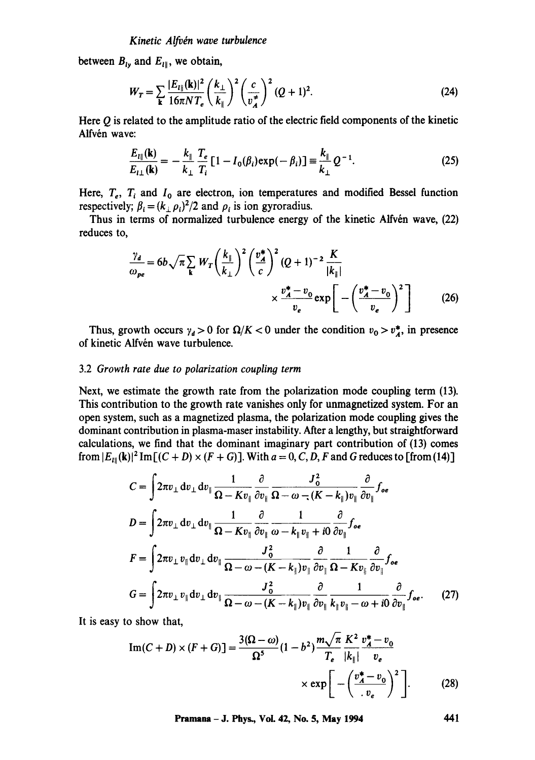between $B_{ly}$ and $E_{l\parallel}$, we obtain,

$$W_T = \sum_{\mathbf{k}} \frac{|E_{l\parallel}(\mathbf{k})|^2}{16\pi N T_e} \left(\frac{k_\perp}{k_\parallel}\right)^2 \left(\frac{c}{v_A^*}\right)^2 (Q+1)^2. \tag{24}$$

Here $Q$ is related to the amplitude ratio of the electric field components of the kinetic Alfvén wave:

$$\frac{E_{l\parallel}(\mathbf{k})}{E_{l\perp}(\mathbf{k})} = -\frac{k_\parallel}{k_\perp}\frac{T_e}{T_i}[1 - I_0(\beta_i)\exp(-\beta_i)] \equiv \frac{k_\parallel}{k_\perp} Q^{-1}. \tag{25}$$

Here, $T_e$, $T_i$ and $I_0$ are electron, ion temperatures and modified Bessel function respectively; $\beta_i = (k_\perp \rho_i)^2/2$ and $\rho_i$ is ion gyroradius.

Thus in terms of normalized turbulence energy of the kinetic Alfvén wave, (22) reduces to,

$$\frac{\gamma_d}{\omega_{pe}} = 6b\sqrt{\pi}\sum_{\mathbf{k}} W_T \left(\frac{k_\parallel}{k_\perp}\right)^2 \left(\frac{v_A^*}{c}\right)^2 (Q+1)^{-2} \frac{K}{|k_\parallel|} \times \frac{v_A^* - v_0}{v_e} \exp\left[-\left(\frac{v_A^* - v_0}{v_e}\right)^2\right] \tag{26}$$

Thus, growth occurs $\gamma_d > 0$ for $\Omega/K < 0$ under the condition $v_0 > v_A^*$, in presence of kinetic Alfvén wave turbulence.

### 3.2 *Growth rate due to polarization coupling term*

Next, we estimate the growth rate from the polarization mode coupling term (13). This contribution to the growth rate vanishes only for unmagnetized system. For an open system, such as a magnetized plasma, the polarization mode coupling gives the dominant contribution in plasma-maser instability. After a lengthy, but straightforward calculations, we find that the dominant imaginary part contribution of (13) comes from $|E_{l\parallel}(\mathbf{k})|^2 \,\mathrm{Im}[(C+D)\times(F+G)]$. With $a=0$, $C$, $D$, $F$ and $G$ reduces to [from (14)]

$$\begin{aligned}
C &= \int 2\pi v_\perp \mathrm{d}v_\perp \mathrm{d}v_\parallel \frac{1}{\Omega - K v_\parallel}\frac{\partial}{\partial v_\parallel}\frac{J_0^2}{\Omega - \omega - (K - k_\parallel)v_\parallel}\frac{\partial}{\partial v_\parallel} f_{oe} \\
D &= \int 2\pi v_\perp \mathrm{d}v_\perp \mathrm{d}v_\parallel \frac{1}{\Omega - K v_\parallel}\frac{\partial}{\partial v_\parallel}\frac{1}{\omega - k_\parallel v_\parallel + i0}\frac{\partial}{\partial v_\parallel} f_{oe} \\
F &= \int 2\pi v_\perp v_\parallel \mathrm{d}v_\perp \mathrm{d}v_\parallel \frac{J_0^2}{\Omega - \omega - (K - k_\parallel)v_\parallel}\frac{\partial}{\partial v_\parallel}\frac{1}{\Omega - K v_\parallel}\frac{\partial}{\partial v_\parallel} f_{oe} \\
G &= \int 2\pi v_\perp v_\parallel \mathrm{d}v_\perp \mathrm{d}v_\parallel \frac{J_0^2}{\Omega - \omega - (K - k_\parallel)v_\parallel}\frac{\partial}{\partial v_\parallel}\frac{1}{k_\parallel v_\parallel - \omega + i0}\frac{\partial}{\partial v_\parallel} f_{oe}.
\end{aligned} \tag{27}$$

It is easy to show that,

$$\mathrm{Im}(C+D)\times(F+G)] = \frac{3(\Omega - \omega)}{\Omega^5}(1 - b^2)\frac{m\sqrt{\pi}}{T_e}\frac{K^2}{|k_\parallel|}\frac{v_A^* - v_0}{v_e} \times \exp\left[-\left(\frac{v_A^* - v_0}{v_e}\right)^2\right]. \tag{28}$$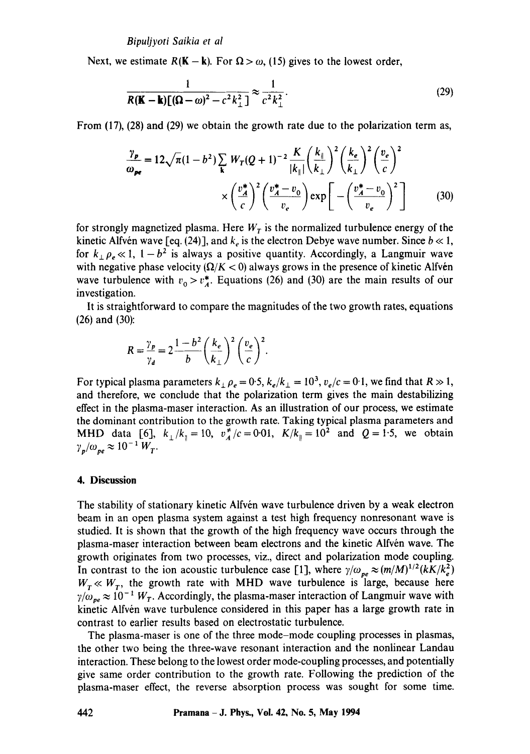Next, we estimate $R(\mathbf{K}-\mathbf{k})$. For $\Omega > \omega$, (15) gives to the lowest order,

$$\frac{1}{R(\mathbf{K}-\mathbf{k})[(\Omega-\omega)^2 - c^2 k_\perp^2]} \approx \frac{1}{c^2 k_\perp^2}. \tag{29}$$

From (17), (28) and (29) we obtain the growth rate due to the polarization term as,

$$\frac{\gamma_p}{\omega_{pe}} = 12\sqrt{\pi}(1-b^2)\sum_{\mathbf{k}} W_T (Q+1)^{-2} \frac{K}{|k_\parallel|}\left(\frac{k_\parallel}{k_\perp}\right)^2 \left(\frac{k_e}{k_\perp}\right)^2 \left(\frac{v_e}{c}\right)^2 \times \left(\frac{v_A^*}{c}\right)^2 \left(\frac{v_A^* - v_0}{v_e}\right) \exp\left[-\left(\frac{v_A^* - v_0}{v_e}\right)^2\right] \tag{30}$$

for strongly magnetized plasma. Here $W_T$ is the normalized turbulence energy of the kinetic Alfvén wave [eq. (24)], and $k_e$ is the electron Debye wave number. Since $b \ll 1$, for $k_\perp \rho_e \ll 1$, $1-b^2$ is always a positive quantity. Accordingly, a Langmuir wave with negative phase velocity ($\Omega/K < 0$) always grows in the presence of kinetic Alfvén wave turbulence with $v_0 > v_A^*$. Equations (26) and (30) are the main results of our investigation.

It is straightforward to compare the magnitudes of the two growth rates, equations (26) and (30):

$$R = \frac{\gamma_p}{\gamma_d} = 2\frac{1-b^2}{b}\left(\frac{k_e}{k_\perp}\right)^2\left(\frac{v_e}{c}\right)^2.$$

For typical plasma parameters $k_\perp \rho_e = 0{\cdot}5$, $k_e/k_\perp = 10^3$, $v_e/c = 0{\cdot}1$, we find that $R \gg 1$, and therefore, we conclude that the polarization term gives the main destabilizing effect in the plasma-maser interaction. As an illustration of our process, we estimate the dominant contribution to the growth rate. Taking typical plasma parameters and MHD data [6], $k_\perp/k_\parallel = 10$, $v_A^*/c = 0{\cdot}01$, $K/k_\parallel = 10^2$ and $Q = 1{\cdot}5$, we obtain $\gamma_p/\omega_{pe} \approx 10^{-1} W_T$.

## 4. Discussion

The stability of stationary kinetic Alfvén wave turbulence driven by a weak electron beam in an open plasma system against a test high frequency nonresonant wave is studied. It is shown that the growth of the high frequency wave occurs through the plasma-maser interaction between beam electrons and the kinetic Alfvén wave. The growth originates from two processes, viz., direct and polarization mode coupling. In contrast to the ion acoustic turbulence case [1], where $\gamma/\omega_{pe} \approx (m/M)^{1/2}(kK/k_e^2) W_T \ll W_T$, the growth rate with MHD wave turbulence is large, because here $\gamma/\omega_{pe} \approx 10^{-1} W_T$. Accordingly, the plasma-maser interaction of Langmuir wave with kinetic Alfvén wave turbulence considered in this paper has a large growth rate in contrast to earlier results based on electrostatic turbulence.

The plasma-maser is one of the three mode–mode coupling processes in plasmas, the other two being the three-wave resonant interaction and the nonlinear Landau interaction. These belong to the lowest order mode-coupling processes, and potentially give same order contribution to the growth rate. Following the prediction of the plasma-maser effect, the reverse absorption process was sought for some time.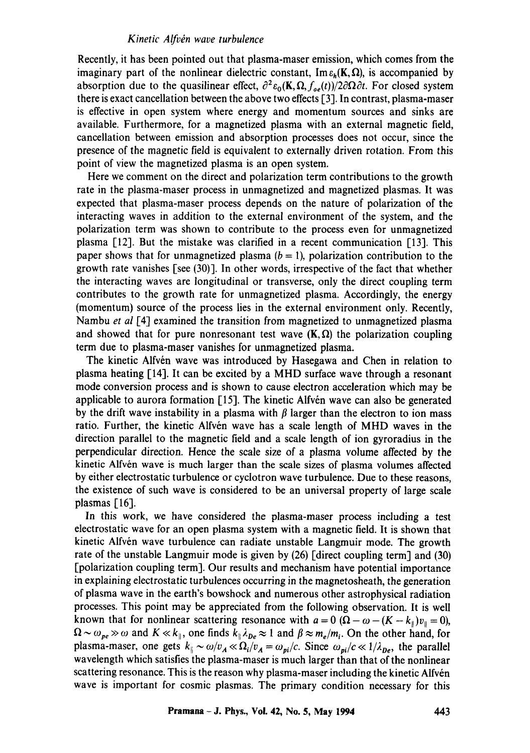Recently, it has been pointed out that plasma-maser emission, which comes from the imaginary part of the nonlinear dielectric constant, $\mathrm{Im}\,\varepsilon_h(\mathbf{K},\Omega)$, is accompanied by absorption due to the quasilinear effect, $\partial^2\varepsilon_0(\mathbf{K},\Omega,f_{oe}(t))/2\partial\Omega\partial t$. For closed system there is exact cancellation between the above two effects [3]. In contrast, plasma-maser is effective in open system where energy and momentum sources and sinks are available. Furthermore, for a magnetized plasma with an external magnetic field, cancellation between emission and absorption processes does not occur, since the presence of the magnetic field is equivalent to externally driven rotation. From this point of view the magnetized plasma is an open system.

Here we comment on the direct and polarization term contributions to the growth rate in the plasma-maser process in unmagnetized and magnetized plasmas. It was expected that plasma-maser process depends on the nature of polarization of the interacting waves in addition to the external environment of the system, and the polarization term was shown to contribute to the process even for unmagnetized plasma [12]. But the mistake was clarified in a recent communication [13]. This paper shows that for unmagnetized plasma ($b = 1$), polarization contribution to the growth rate vanishes [see (30)]. In other words, irrespective of the fact that whether the interacting waves are longitudinal or transverse, only the direct coupling term contributes to the growth rate for unmagnetized plasma. Accordingly, the energy (momentum) source of the process lies in the external environment only. Recently, Nambu *et al* [4] examined the transition from magnetized to unmagnetized plasma and showed that for pure nonresonant test wave $(\mathbf{K},\Omega)$ the polarization coupling term due to plasma-maser vanishes for unmagnetized plasma.

The kinetic Alfvén wave was introduced by Hasegawa and Chen in relation to plasma heating [14]. It can be excited by a MHD surface wave through a resonant mode conversion process and is shown to cause electron acceleration which may be applicable to aurora formation [15]. The kinetic Alfvén wave can also be generated by the drift wave instability in a plasma with $\beta$ larger than the electron to ion mass ratio. Further, the kinetic Alfvén wave has a scale length of MHD waves in the direction parallel to the magnetic field and a scale length of ion gyroradius in the perpendicular direction. Hence the scale size of a plasma volume affected by the kinetic Alfvén wave is much larger than the scale sizes of plasma volumes affected by either electrostatic turbulence or cyclotron wave turbulence. Due to these reasons, the existence of such wave is considered to be an universal property of large scale plasmas [16].

In this work, we have considered the plasma-maser process including a test electrostatic wave for an open plasma system with a magnetic field. It is shown that kinetic Alfvén wave turbulence can radiate unstable Langmuir mode. The growth rate of the unstable Langmuir mode is given by (26) [direct coupling term] and (30) [polarization coupling term]. Our results and mechanism have potential importance in explaining electrostatic turbulences occurring in the magnetosheath, the generation of plasma wave in the earth's bowshock and numerous other astrophysical radiation processes. This point may be appreciated from the following observation. It is well known that for nonlinear scattering resonance with $a = 0$ $(\Omega - \omega - (K - k_\parallel)v_\parallel = 0)$, $\Omega \sim \omega_{pe} \gg \omega$ and $K \ll k_\parallel$, one finds $k_\parallel \lambda_{De} \approx 1$ and $\beta \approx m_e/m_i$. On the other hand, for plasma-maser, one gets $k_\parallel \sim \omega/v_A \ll \Omega_i/v_A = \omega_{pi}/c$. Since $\omega_{pi}/c \ll 1/\lambda_{De}$, the parallel wavelength which satisfies the plasma-maser is much larger than that of the nonlinear scattering resonance. This is the reason why plasma-maser including the kinetic Alfvén wave is important for cosmic plasmas. The primary condition necessary for this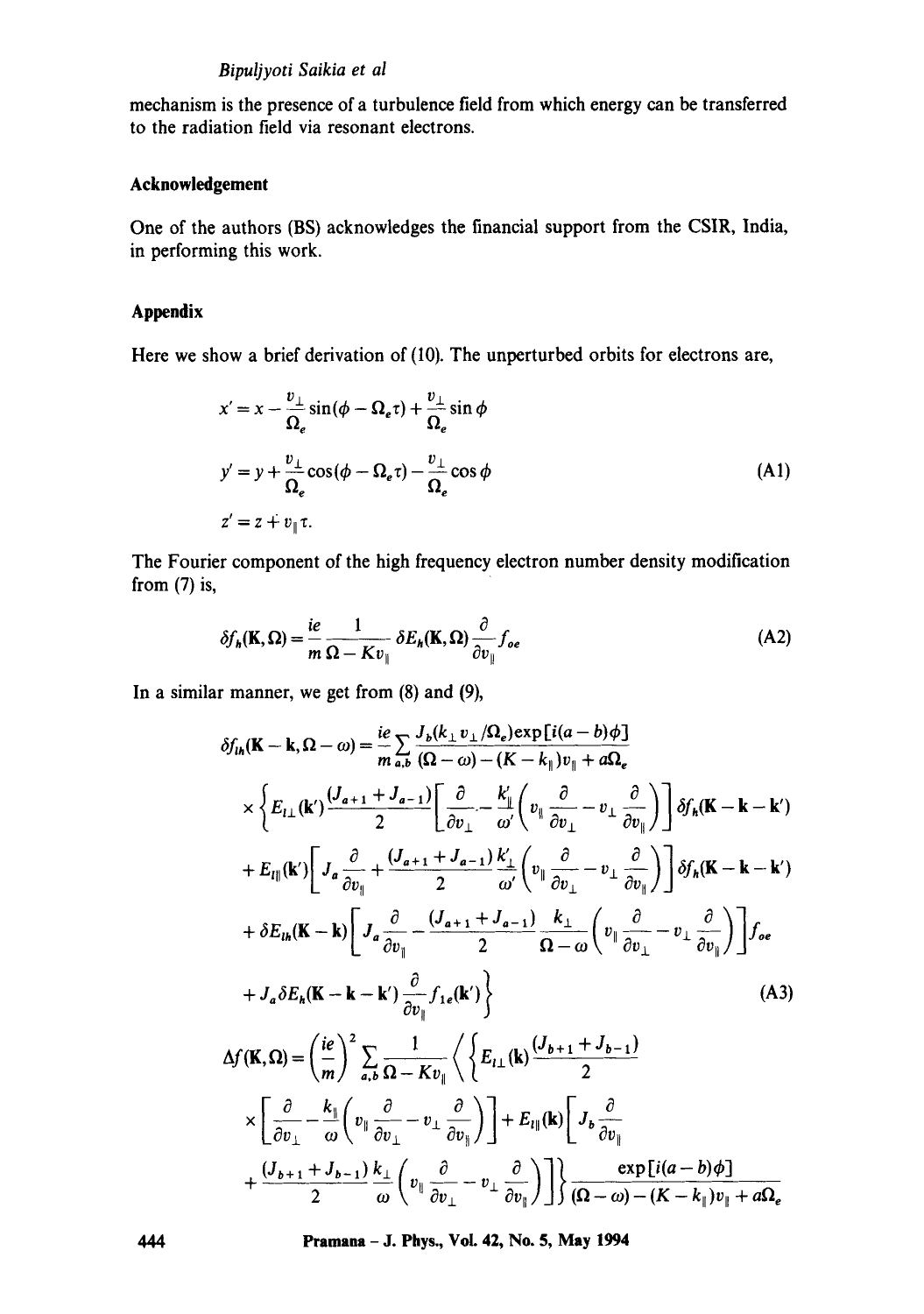mechanism is the presence of a turbulence field from which energy can be transferred to the radiation field via resonant electrons.

## Acknowledgement

One of the authors (BS) acknowledges the financial support from the CSIR, India, in performing this work.

## Appendix

Here we show a brief derivation of (10). The unperturbed orbits for electrons are,

$$
\begin{aligned}
x' &= x - \frac{v_\perp}{\Omega_e}\sin(\phi - \Omega_e \tau) + \frac{v_\perp}{\Omega_e}\sin\phi \\
y' &= y + \frac{v_\perp}{\Omega_e}\cos(\phi - \Omega_e \tau) - \frac{v_\perp}{\Omega_e}\cos\phi \\
z' &= z + v_\parallel \tau.
\end{aligned} \tag{A1}
$$

The Fourier component of the high frequency electron number density modification from (7) is,

$$
\delta f_h(\mathbf{K}, \Omega) = \frac{ie}{m}\frac{1}{\Omega - K v_\parallel}\,\delta E_h(\mathbf{K}, \Omega)\frac{\partial}{\partial v_\parallel} f_{oe} \tag{A2}
$$

In a similar manner, we get from (8) and (9),

$$
\begin{aligned}
\delta f_{lh}(\mathbf{K}-\mathbf{k}, \Omega - \omega) = \frac{ie}{m}\sum_{a,b}\frac{J_b(k_\perp v_\perp/\Omega_e)\exp[i(a-b)\phi]}{(\Omega-\omega)-(K-k_\parallel)v_\parallel + a\Omega_e} \\
\times \Bigg\{ E_{l\perp}(\mathbf{k}')\frac{(J_{a+1}+J_{a-1})}{2}\left[\frac{\partial}{\partial v_\perp} - \frac{k'_\parallel}{\omega'}\left(v_\parallel \frac{\partial}{\partial v_\perp} - v_\perp \frac{\partial}{\partial v_\parallel}\right)\right]\delta f_h(\mathbf{K}-\mathbf{k}-\mathbf{k}') \\
+ E_{l\parallel}(\mathbf{k}')\left[J_a \frac{\partial}{\partial v_\parallel} + \frac{(J_{a+1}+J_{a-1})}{2}\frac{k'_\perp}{\omega'}\left(v_\parallel \frac{\partial}{\partial v_\perp} - v_\perp \frac{\partial}{\partial v_\parallel}\right)\right]\delta f_h(\mathbf{K}-\mathbf{k}-\mathbf{k}') \\
+ \delta E_{lh}(\mathbf{K}-\mathbf{k})\left[J_a \frac{\partial}{\partial v_\parallel} - \frac{(J_{a+1}+J_{a-1})}{2}\frac{k_\perp}{\Omega-\omega}\left(v_\parallel \frac{\partial}{\partial v_\perp} - v_\perp \frac{\partial}{\partial v_\parallel}\right)\right] f_{oe} \\
+ J_a \delta E_h(\mathbf{K}-\mathbf{k}-\mathbf{k}')\frac{\partial}{\partial v_\parallel} f_{1e}(\mathbf{k}') \Bigg\}
\end{aligned} \tag{A3}
$$

$$
\begin{aligned}
\Delta f(\mathbf{K}, \Omega) = \left(\frac{ie}{m}\right)^2 \sum_{a,b}\frac{1}{\Omega - K v_\parallel}\Bigg\langle \Bigg\{ E_{l\perp}(\mathbf{k})\frac{(J_{b+1}+J_{b-1})}{2} \\
\times \left[\frac{\partial}{\partial v_\perp} - \frac{k_\parallel}{\omega}\left(v_\parallel \frac{\partial}{\partial v_\perp} - v_\perp \frac{\partial}{\partial v_\parallel}\right)\right] + E_{l\parallel}(\mathbf{k})\Bigg[J_b \frac{\partial}{\partial v_\parallel} \\
+ \frac{(J_{b+1}+J_{b-1})}{2}\frac{k_\perp}{\omega}\left(v_\parallel \frac{\partial}{\partial v_\perp} - v_\perp \frac{\partial}{\partial v_\parallel}\right)\Bigg]\Bigg\} \frac{\exp[i(a-b)\phi]}{(\Omega-\omega)-(K-k_\parallel)v_\parallel + a\Omega_e}
\end{aligned}
$$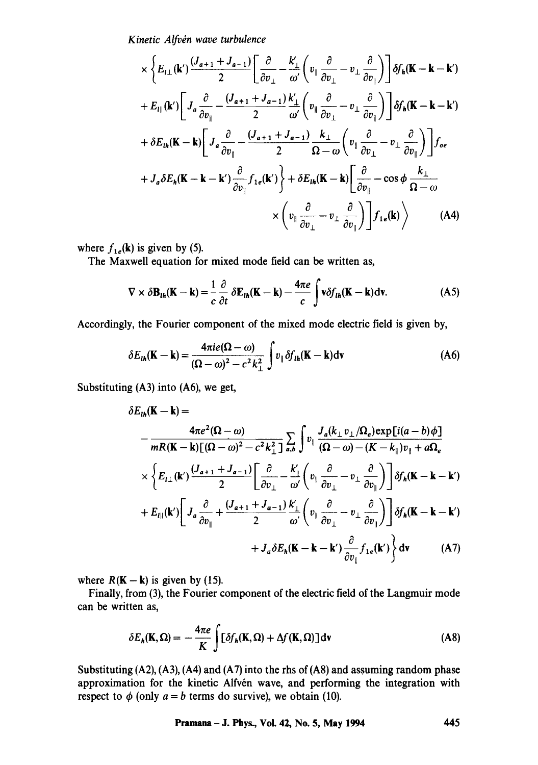$$
\times \left\{ E_{l\perp}(\mathbf{k}') \frac{(J_{a+1}+J_{a-1})}{2} \left[ \frac{\partial}{\partial v_\perp} - \frac{k'_\perp}{\omega'} \left( v_\parallel \frac{\partial}{\partial v_\perp} - v_\perp \frac{\partial}{\partial v_\parallel} \right) \right] \delta f_h(\mathbf{K}-\mathbf{k}-\mathbf{k}') \right.
$$

$$
+ E_{l\parallel}(\mathbf{k}') \left[ J_a \frac{\partial}{\partial v_\parallel} - \frac{(J_{a+1}+J_{a-1})}{2} \frac{k'_\perp}{\omega'} \left( v_\parallel \frac{\partial}{\partial v_\perp} - v_\perp \frac{\partial}{\partial v_\parallel} \right) \right] \delta f_h(\mathbf{K}-\mathbf{k}-\mathbf{k}')
$$

$$
+ \delta E_{lh}(\mathbf{K}-\mathbf{k}) \left[ J_a \frac{\partial}{\partial v_\parallel} - \frac{(J_{a+1}+J_{a-1})}{2} \frac{k_\perp}{\Omega-\omega} \left( v_\parallel \frac{\partial}{\partial v_\perp} - v_\perp \frac{\partial}{\partial v_\parallel} \right) \right] f_{oe}
$$

$$
\left. + J_a \delta E_h(\mathbf{K}-\mathbf{k}-\mathbf{k}') \frac{\partial}{\partial v_\parallel} f_{1e}(\mathbf{k}') \right\} + \delta E_{lh}(\mathbf{K}-\mathbf{k}) \left[ \frac{\partial}{\partial v_\parallel} - \cos\phi \frac{k_\perp}{\Omega-\omega} \right.
$$

$$
\left. \left. \times \left( v_\parallel \frac{\partial}{\partial v_\perp} - v_\perp \frac{\partial}{\partial v_\parallel} \right) \right] f_{1e}(\mathbf{k}) \right\rangle \tag{A4}
$$

where $f_{1e}(\mathbf{k})$ is given by (5).

The Maxwell equation for mixed mode field can be written as,

$$
\nabla \times \delta \mathbf{B}_{lh}(\mathbf{K}-\mathbf{k}) = \frac{1}{c} \frac{\partial}{\partial t} \delta \mathbf{E}_{lh}(\mathbf{K}-\mathbf{k}) - \frac{4\pi e}{c} \int \mathbf{v} \delta f_{lh}(\mathbf{K}-\mathbf{k}) \mathrm{d}\mathbf{v}. \tag{A5}
$$

Accordingly, the Fourier component of the mixed mode electric field is given by,

$$
\delta E_{lh}(\mathbf{K}-\mathbf{k}) = \frac{4\pi i e(\Omega-\omega)}{(\Omega-\omega)^2 - c^2 k_\perp^2} \int v_\parallel \delta f_{lh}(\mathbf{K}-\mathbf{k}) \mathrm{d}\mathbf{v} \tag{A6}
$$

Substituting (A3) into (A6), we get,

$$
\delta E_{lh}(\mathbf{K}-\mathbf{k}) =
$$

$$
- \frac{4\pi e^2(\Omega-\omega)}{mR(\mathbf{K}-\mathbf{k})[(\Omega-\omega)^2 - c^2 k_\perp^2]} \sum_{a,b} \int v_\parallel \frac{J_a(k_\perp v_\perp/\Omega_e) \exp[i(a-b)\phi]}{(\Omega-\omega) - (K-k_\parallel)v_\parallel + a\Omega_e}
$$

$$
\times \left\{ E_{l\perp}(\mathbf{k}') \frac{(J_{a+1}+J_{a-1})}{2} \left[ \frac{\partial}{\partial v_\perp} - \frac{k'_\perp}{\omega'} \left( v_\parallel \frac{\partial}{\partial v_\perp} - v_\perp \frac{\partial}{\partial v_\parallel} \right) \right] \delta f_h(\mathbf{K}-\mathbf{k}-\mathbf{k}') \right.
$$

$$
+ E_{l\parallel}(\mathbf{k}') \left[ J_a \frac{\partial}{\partial v_\parallel} + \frac{(J_{a+1}+J_{a-1})}{2} \frac{k'_\perp}{\omega'} \left( v_\parallel \frac{\partial}{\partial v_\perp} - v_\perp \frac{\partial}{\partial v_\parallel} \right) \right] \delta f_h(\mathbf{K}-\mathbf{k}-\mathbf{k}')
$$

$$
\left. + J_a \delta E_h(\mathbf{K}-\mathbf{k}-\mathbf{k}') \frac{\partial}{\partial v_\parallel} f_{1e}(\mathbf{k}') \right\} \mathrm{d}\mathbf{v} \tag{A7}
$$

where $R(\mathbf{K}-\mathbf{k})$ is given by (15).

Finally, from (3), the Fourier component of the electric field of the Langmuir mode can be written as,

$$
\delta E_h(\mathbf{K}, \Omega) = -\frac{4\pi e}{K} \int [\delta f_h(\mathbf{K}, \Omega) + \Delta f(\mathbf{K}, \Omega)] \mathrm{d}\mathbf{v} \tag{A8}
$$

Substituting (A2), (A3), (A4) and (A7) into the rhs of (A8) and assuming random phase approximation for the kinetic Alfvén wave, and performing the integration with respect to $\phi$ (only $a = b$ terms do survive), we obtain (10).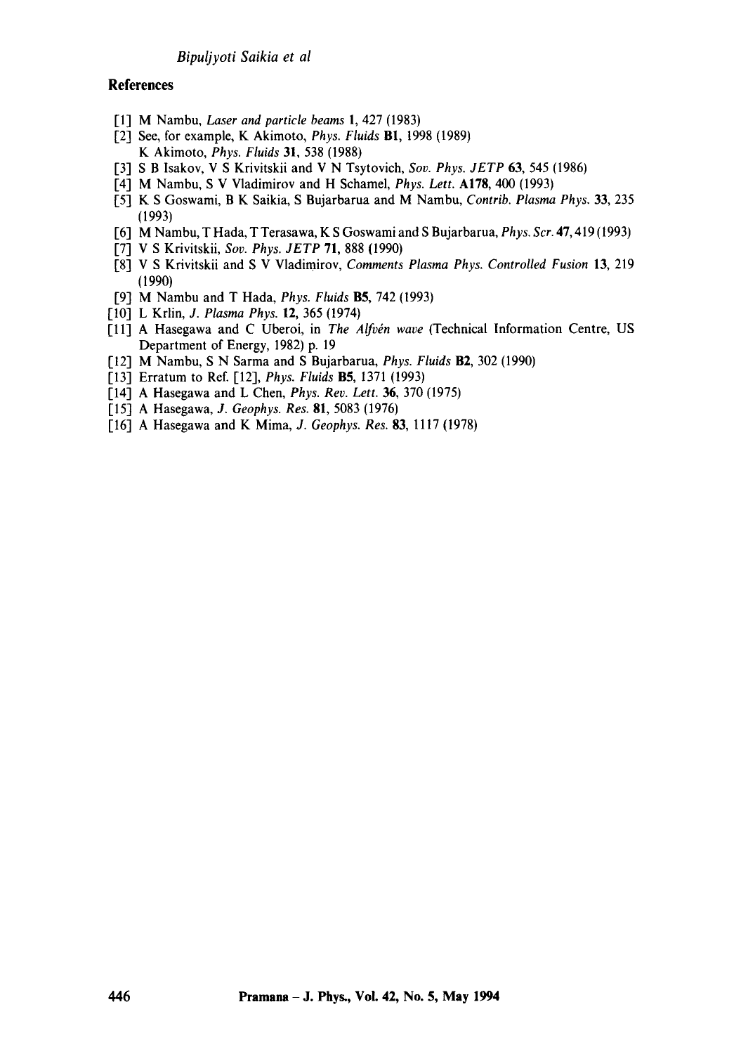## References

[1] M Nambu, *Laser and particle beams* **1**, 427 (1983)

[2] See, for example, K Akimoto, *Phys. Fluids* **B1**, 1998 (1989)
K Akimoto, *Phys. Fluids* **31**, 538 (1988)

[3] S B Isakov, V S Krivitskii and V N Tsytovich, *Sov. Phys. JETP* **63**, 545 (1986)

[4] M Nambu, S V Vladimirov and H Schamel, *Phys. Lett.* **A178**, 400 (1993)

[5] K S Goswami, B K Saikia, S Bujarbarua and M Nambu, *Contrib. Plasma Phys.* **33**, 235 (1993)

[6] M Nambu, T Hada, T Terasawa, K S Goswami and S Bujarbarua, *Phys. Scr.* **47**, 419 (1993)

[7] V S Krivitskii, *Sov. Phys. JETP* **71**, 888 (1990)

[8] V S Krivitskii and S V Vladimirov, *Comments Plasma Phys. Controlled Fusion* **13**, 219 (1990)

[9] M Nambu and T Hada, *Phys. Fluids* **B5**, 742 (1993)

[10] L Krlin, *J. Plasma Phys.* **12**, 365 (1974)

[11] A Hasegawa and C Uberoi, in *The Alfvén wave* (Technical Information Centre, US Department of Energy, 1982) p. 19

[12] M Nambu, S N Sarma and S Bujarbarua, *Phys. Fluids* **B2**, 302 (1990)

[13] Erratum to Ref. [12], *Phys. Fluids* **B5**, 1371 (1993)

[14] A Hasegawa and L Chen, *Phys. Rev. Lett.* **36**, 370 (1975)

[15] A Hasegawa, *J. Geophys. Res.* **81**, 5083 (1976)

[16] A Hasegawa and K Mima, *J. Geophys. Res.* **83**, 1117 (1978)